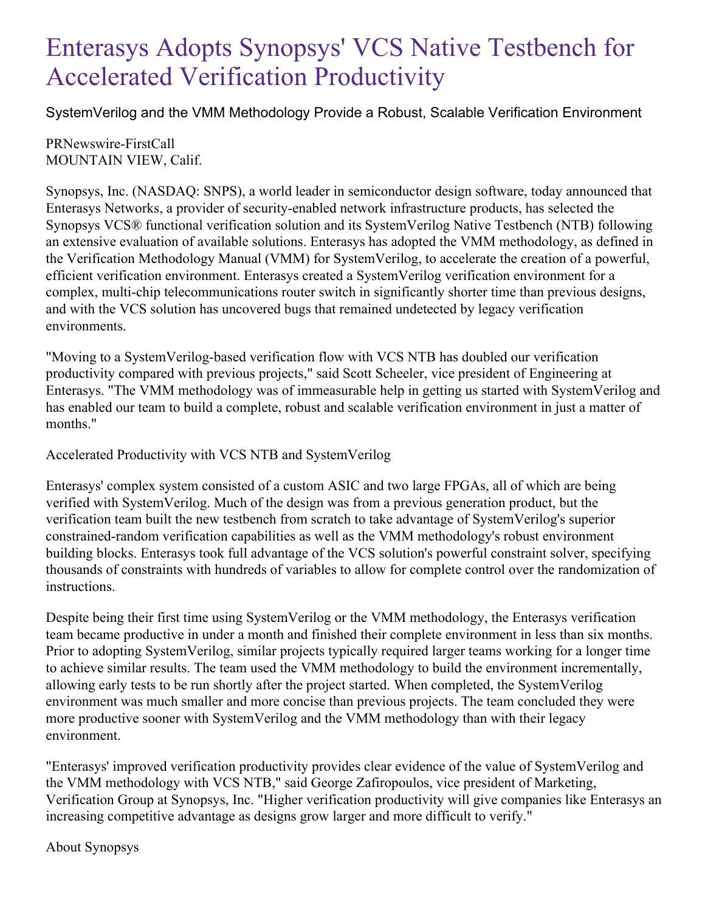# Enterasys Adopts Synopsys' VCS Native Testbench for Accelerated Verification Productivity

SystemVerilog and the VMM Methodology Provide a Robust, Scalable Verification Environment

PRNewswire-FirstCall
MOUNTAIN VIEW, Calif.

Synopsys, Inc. (NASDAQ: SNPS), a world leader in semiconductor design software, today announced that Enterasys Networks, a provider of security-enabled network infrastructure products, has selected the Synopsys VCS® functional verification solution and its SystemVerilog Native Testbench (NTB) following an extensive evaluation of available solutions. Enterasys has adopted the VMM methodology, as defined in the Verification Methodology Manual (VMM) for SystemVerilog, to accelerate the creation of a powerful, efficient verification environment. Enterasys created a SystemVerilog verification environment for a complex, multi-chip telecommunications router switch in significantly shorter time than previous designs, and with the VCS solution has uncovered bugs that remained undetected by legacy verification environments.

"Moving to a SystemVerilog-based verification flow with VCS NTB has doubled our verification productivity compared with previous projects," said Scott Scheeler, vice president of Engineering at Enterasys. "The VMM methodology was of immeasurable help in getting us started with SystemVerilog and has enabled our team to build a complete, robust and scalable verification environment in just a matter of months."

Accelerated Productivity with VCS NTB and SystemVerilog

Enterasys' complex system consisted of a custom ASIC and two large FPGAs, all of which are being verified with SystemVerilog. Much of the design was from a previous generation product, but the verification team built the new testbench from scratch to take advantage of SystemVerilog's superior constrained-random verification capabilities as well as the VMM methodology's robust environment building blocks. Enterasys took full advantage of the VCS solution's powerful constraint solver, specifying thousands of constraints with hundreds of variables to allow for complete control over the randomization of instructions.

Despite being their first time using SystemVerilog or the VMM methodology, the Enterasys verification team became productive in under a month and finished their complete environment in less than six months. Prior to adopting SystemVerilog, similar projects typically required larger teams working for a longer time to achieve similar results. The team used the VMM methodology to build the environment incrementally, allowing early tests to be run shortly after the project started. When completed, the SystemVerilog environment was much smaller and more concise than previous projects. The team concluded they were more productive sooner with SystemVerilog and the VMM methodology than with their legacy environment.

"Enterasys' improved verification productivity provides clear evidence of the value of SystemVerilog and the VMM methodology with VCS NTB," said George Zafiropoulos, vice president of Marketing, Verification Group at Synopsys, Inc. "Higher verification productivity will give companies like Enterasys an increasing competitive advantage as designs grow larger and more difficult to verify."

About Synopsys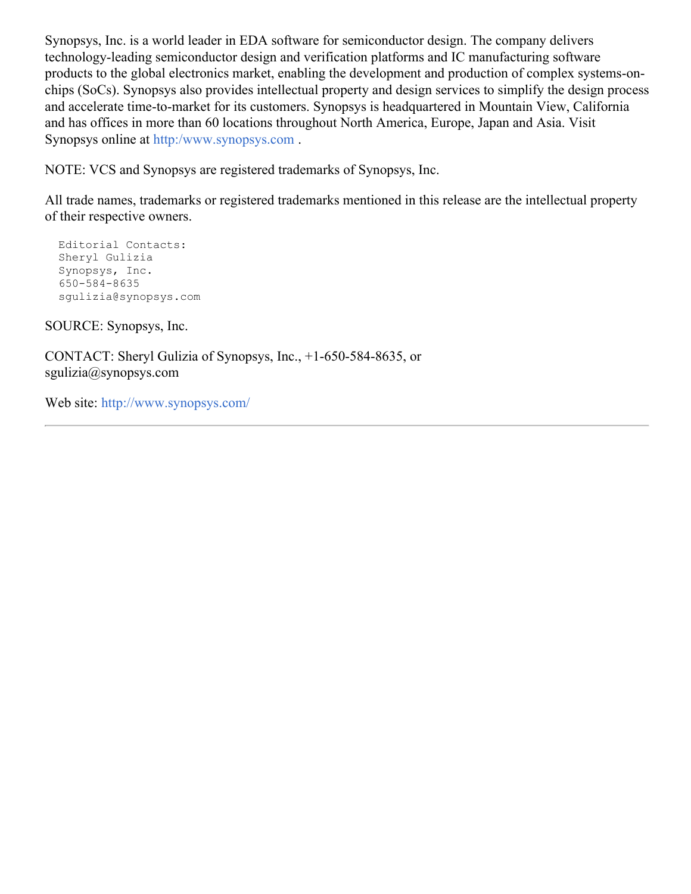Synopsys, Inc. is a world leader in EDA software for semiconductor design. The company delivers technology-leading semiconductor design and verification platforms and IC manufacturing software products to the global electronics market, enabling the development and production of complex systems-on-chips (SoCs). Synopsys also provides intellectual property and design services to simplify the design process and accelerate time-to-market for its customers. Synopsys is headquartered in Mountain View, California and has offices in more than 60 locations throughout North America, Europe, Japan and Asia. Visit Synopsys online at http:/www.synopsys.com .

NOTE: VCS and Synopsys are registered trademarks of Synopsys, Inc.

All trade names, trademarks or registered trademarks mentioned in this release are the intellectual property of their respective owners.

```
Editorial Contacts:
Sheryl Gulizia
Synopsys, Inc.
650-584-8635
sgulizia@synopsys.com
```

SOURCE: Synopsys, Inc.

CONTACT: Sheryl Gulizia of Synopsys, Inc., +1-650-584-8635, or sgulizia@synopsys.com

Web site: http://www.synopsys.com/

---